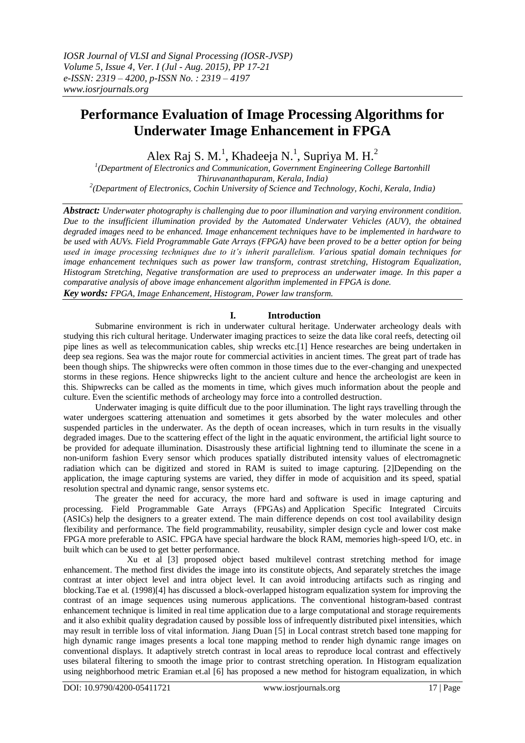# Performance Evaluation of Image Processing Algorithms for Underwater Image Enhancement in FPGA

Alex Raj S. M.[1], Khadeeja N.[1], Supriya M. H.[2]

[1](Department of Electronics and Communication, Government Engineering College Bartonhill Thiruvananthapuram, Kerala, India)

[2](Department of Electronics, Cochin University of Science and Technology, Kochi, Kerala, India)

***Abstract:*** *Underwater photography is challenging due to poor illumination and varying environment condition. Due to the insufficient illumination provided by the Automated Underwater Vehicles (AUV), the obtained degraded images need to be enhanced. Image enhancement techniques have to be implemented in hardware to be used with AUVs. Field Programmable Gate Arrays (FPGA) have been proved to be a better option for being used in image processing techniques due to it's inherit parallelism. Various spatial domain techniques for image enhancement techniques such as power law transform, contrast stretching, Histogram Equalization, Histogram Stretching, Negative transformation are used to preprocess an underwater image. In this paper a comparative analysis of above image enhancement algorithm implemented in FPGA is done.*

***Key words:*** *FPGA, Image Enhancement, Histogram, Power law transform.*

## I. Introduction

Submarine environment is rich in underwater cultural heritage. Underwater archeology deals with studying this rich cultural heritage. Underwater imaging practices to seize the data like coral reefs, detecting oil pipe lines as well as telecommunication cables, ship wrecks etc.[1] Hence researches are being undertaken in deep sea regions. Sea was the major route for commercial activities in ancient times. The great part of trade has been though ships. The shipwrecks were often common in those times due to the ever-changing and unexpected storms in these regions. Hence shipwrecks light to the ancient culture and hence the archeologist are keen in this. Shipwrecks can be called as the moments in time, which gives much information about the people and culture. Even the scientific methods of archeology may force into a controlled destruction.

Underwater imaging is quite difficult due to the poor illumination. The light rays travelling through the water undergoes scattering attenuation and sometimes it gets absorbed by the water molecules and other suspended particles in the underwater. As the depth of ocean increases, which in turn results in the visually degraded images. Due to the scattering effect of the light in the aquatic environment, the artificial light source to be provided for adequate illumination. Disastrously these artificial lightning tend to illuminate the scene in a non-uniform fashion Every sensor which produces spatially distributed intensity values of electromagnetic radiation which can be digitized and stored in RAM is suited to image capturing. [2]Depending on the application, the image capturing systems are varied, they differ in mode of acquisition and its speed, spatial resolution spectral and dynamic range, sensor systems etc.

The greater the need for accuracy, the more hard and software is used in image capturing and processing. Field Programmable Gate Arrays (FPGAs) and Application Specific Integrated Circuits (ASICs) help the designers to a greater extend. The main difference depends on cost tool availability design flexibility and performance. The field programmability, reusability, simpler design cycle and lower cost make FPGA more preferable to ASIC. FPGA have special hardware the block RAM, memories high-speed I/O, etc. in built which can be used to get better performance.

Xu et al [3] proposed object based multilevel contrast stretching method for image enhancement. The method first divides the image into its constitute objects, And separately stretches the image contrast at inter object level and intra object level. It can avoid introducing artifacts such as ringing and blocking.Tae et al. (1998)[4] has discussed a block-overlapped histogram equalization system for improving the contrast of an image sequences using numerous applications. The conventional histogram-based contrast enhancement technique is limited in real time application due to a large computational and storage requirements and it also exhibit quality degradation caused by possible loss of infrequently distributed pixel intensities, which may result in terrible loss of vital information. Jiang Duan [5] in Local contrast stretch based tone mapping for high dynamic range images presents a local tone mapping method to render high dynamic range images on conventional displays. It adaptively stretch contrast in local areas to reproduce local contrast and effectively uses bilateral filtering to smooth the image prior to contrast stretching operation. In Histogram equalization using neighborhood metric Eramian et.al [6] has proposed a new method for histogram equalization, in which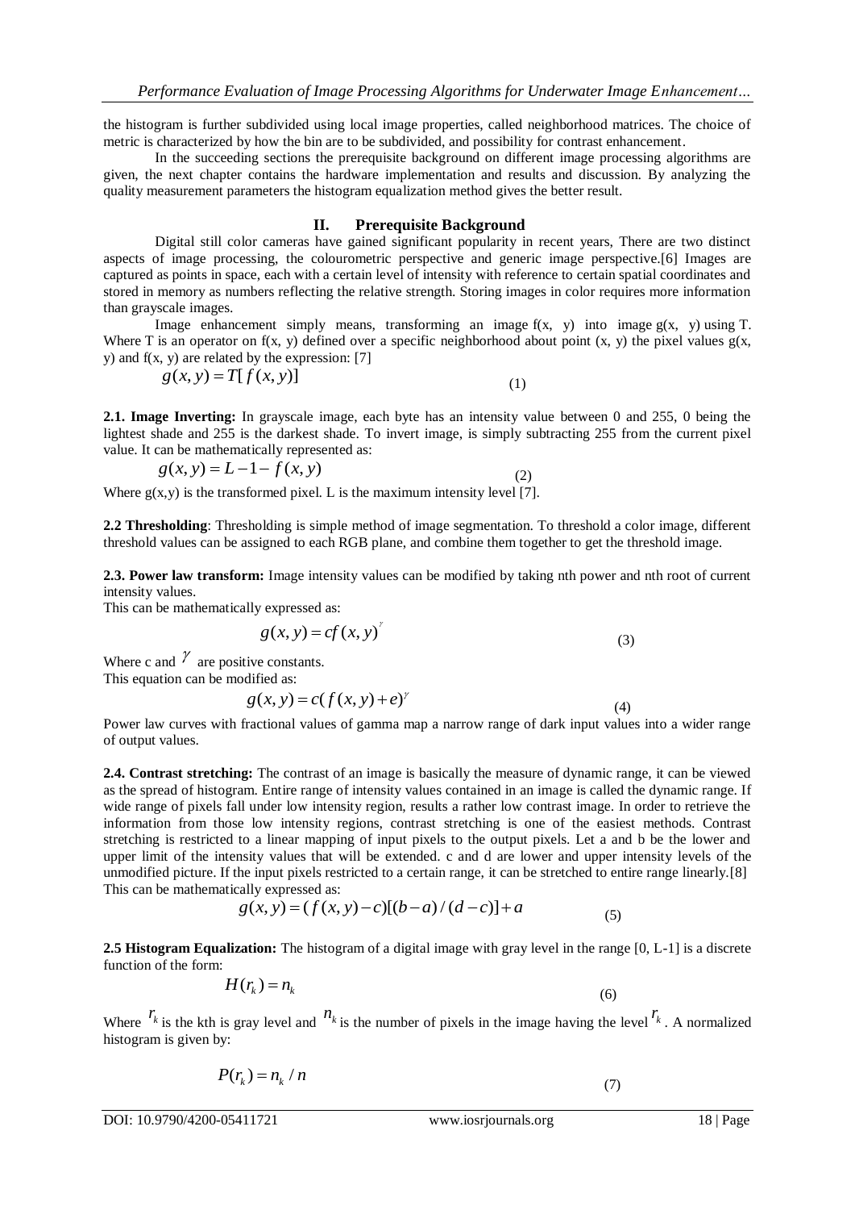the histogram is further subdivided using local image properties, called neighborhood matrices. The choice of metric is characterized by how the bin are to be subdivided, and possibility for contrast enhancement.

In the succeeding sections the prerequisite background on different image processing algorithms are given, the next chapter contains the hardware implementation and results and discussion. By analyzing the quality measurement parameters the histogram equalization method gives the better result.

## II. Prerequisite Background

Digital still color cameras have gained significant popularity in recent years, There are two distinct aspects of image processing, the colourometric perspective and generic image perspective.[6] Images are captured as points in space, each with a certain level of intensity with reference to certain spatial coordinates and stored in memory as numbers reflecting the relative strength. Storing images in color requires more information than grayscale images.

Image enhancement simply means, transforming an image f(x, y) into image g(x, y) using T. Where T is an operator on f(x, y) defined over a specific neighborhood about point (x, y) the pixel values g(x, y) and f(x, y) are related by the expression: [7]

$$g(x, y) = T[f(x, y)] \tag{1}$$

**2.1. Image Inverting:** In grayscale image, each byte has an intensity value between 0 and 255, 0 being the lightest shade and 255 is the darkest shade. To invert image, is simply subtracting 255 from the current pixel value. It can be mathematically represented as:

$$g(x, y) = L - 1 - f(x, y) \tag{2}$$

Where g(x,y) is the transformed pixel. L is the maximum intensity level [7].

**2.2 Thresholding**: Thresholding is simple method of image segmentation. To threshold a color image, different threshold values can be assigned to each RGB plane, and combine them together to get the threshold image.

**2.3. Power law transform:** Image intensity values can be modified by taking nth power and nth root of current intensity values.

This can be mathematically expressed as:

$$g(x, y) = cf(x, y)^{\gamma} \tag{3}$$

Where c and $\gamma$ are positive constants.

This equation can be modified as:

$$g(x, y) = c(f(x, y) + e)^{\gamma} \tag{4}$$

Power law curves with fractional values of gamma map a narrow range of dark input values into a wider range of output values.

**2.4. Contrast stretching:** The contrast of an image is basically the measure of dynamic range, it can be viewed as the spread of histogram. Entire range of intensity values contained in an image is called the dynamic range. If wide range of pixels fall under low intensity region, results a rather low contrast image. In order to retrieve the information from those low intensity regions, contrast stretching is one of the easiest methods. Contrast stretching is restricted to a linear mapping of input pixels to the output pixels. Let a and b be the lower and upper limit of the intensity values that will be extended. c and d are lower and upper intensity levels of the unmodified picture. If the input pixels restricted to a certain range, it can be stretched to entire range linearly.[8]

This can be mathematically expressed as:

$$g(x, y) = (f(x, y) - c)[(b - a)/(d - c)] + a \tag{5}$$

**2.5 Histogram Equalization:** The histogram of a digital image with gray level in the range [0, L-1] is a discrete function of the form:

$$H(r_k) = n_k \tag{6}$$

Where $r_k$ is the kth is gray level and $n_k$ is the number of pixels in the image having the level $r_k$. A normalized histogram is given by:

$$P(r_k) = n_k / n \tag{7}$$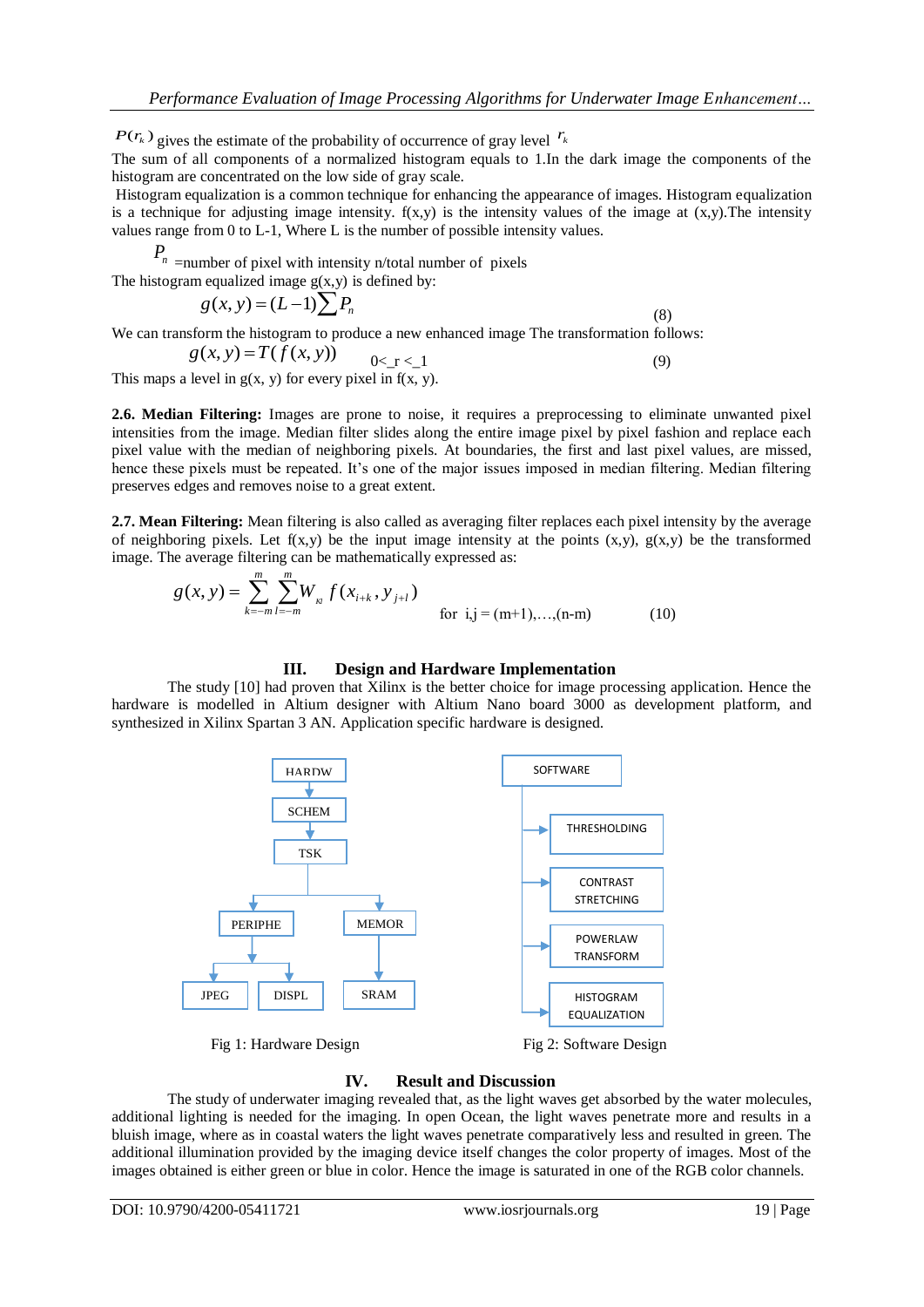$P(r_k)$ gives the estimate of the probability of occurrence of gray level $r_k$

The sum of all components of a normalized histogram equals to 1.In the dark image the components of the histogram are concentrated on the low side of gray scale.

Histogram equalization is a common technique for enhancing the appearance of images. Histogram equalization is a technique for adjusting image intensity. f(x,y) is the intensity values of the image at (x,y).The intensity values range from 0 to L-1, Where L is the number of possible intensity values.

$P_n$ =number of pixel with intensity n/total number of pixels

The histogram equalized image g(x,y) is defined by:

$$g(x, y) = (L-1)\sum P_n \tag{8}$$

We can transform the histogram to produce a new enhanced image The transformation follows:

$$g(x, y) = T(f(x, y)) \qquad 0<\_r<\_1 \tag{9}$$

This maps a level in g(x, y) for every pixel in f(x, y).

**2.6. Median Filtering:** Images are prone to noise, it requires a preprocessing to eliminate unwanted pixel intensities from the image. Median filter slides along the entire image pixel by pixel fashion and replace each pixel value with the median of neighboring pixels. At boundaries, the first and last pixel values, are missed, hence these pixels must be repeated. It's one of the major issues imposed in median filtering. Median filtering preserves edges and removes noise to a great extent.

**2.7. Mean Filtering:** Mean filtering is also called as averaging filter replaces each pixel intensity by the average of neighboring pixels. Let f(x,y) be the input image intensity at the points (x,y), g(x,y) be the transformed image. The average filtering can be mathematically expressed as:

$$g(x, y) = \sum_{k=-m}^{m} \sum_{l=-m}^{m} W_{kl} \, f(x_{i+k}, y_{j+l}) \qquad \text{for } i,j = (m+1),\ldots,(n-m) \tag{10}$$

## III. Design and Hardware Implementation

The study [10] had proven that Xilinx is the better choice for image processing application. Hence the hardware is modelled in Altium designer with Altium Nano board 3000 as development platform, and synthesized in Xilinx Spartan 3 AN. Application specific hardware is designed.

HARDW → SCHEM → TSK → PERIPHE (JPEG, DISPL), MEMOR (SRAM)

Fig 1: Hardware Design

SOFTWARE → THRESHOLDING, CONTRAST STRETCHING, POWERLAW TRANSFORM, HISTOGRAM EQUALIZATION

Fig 2: Software Design

## IV. Result and Discussion

The study of underwater imaging revealed that, as the light waves get absorbed by the water molecules, additional lighting is needed for the imaging. In open Ocean, the light waves penetrate more and results in a bluish image, where as in coastal waters the light waves penetrate comparatively less and resulted in green. The additional illumination provided by the imaging device itself changes the color property of images. Most of the images obtained is either green or blue in color. Hence the image is saturated in one of the RGB color channels.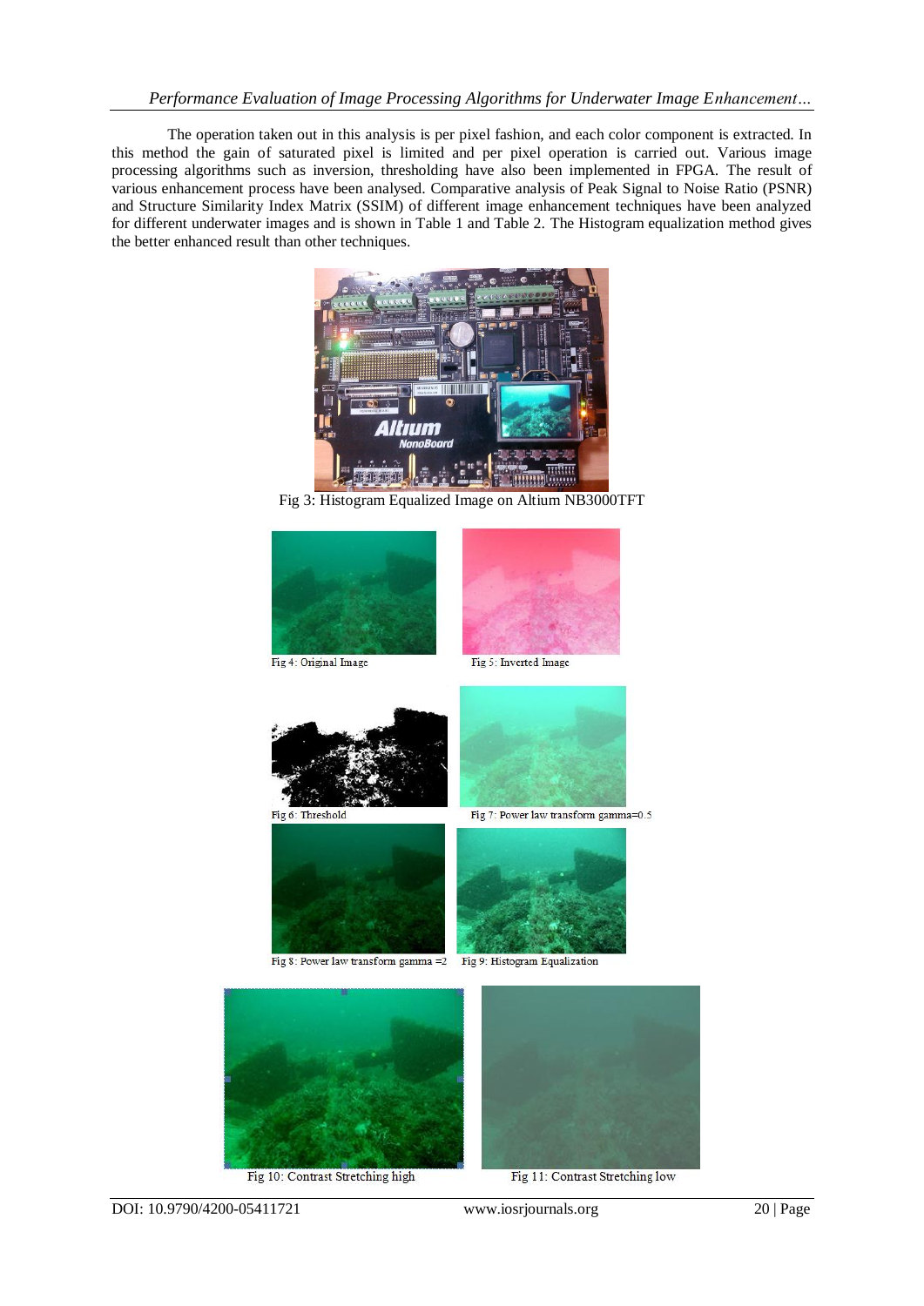The operation taken out in this analysis is per pixel fashion, and each color component is extracted. In this method the gain of saturated pixel is limited and per pixel operation is carried out. Various image processing algorithms such as inversion, thresholding have also been implemented in FPGA. The result of various enhancement process have been analysed. Comparative analysis of Peak Signal to Noise Ratio (PSNR) and Structure Similarity Index Matrix (SSIM) of different image enhancement techniques have been analyzed for different underwater images and is shown in Table 1 and Table 2. The Histogram equalization method gives the better enhanced result than other techniques.

Fig 3: Histogram Equalized Image on Altium NB3000TFT

Fig 4: Original Image

Fig 5: Inverted Image

Fig 6: Threshold

Fig 7: Power law transform gamma=0.5

Fig 8: Power law transform gamma =2

Fig 9: Histogram Equalization

Fig 10: Contrast Stretching high

Fig 11: Contrast Stretching low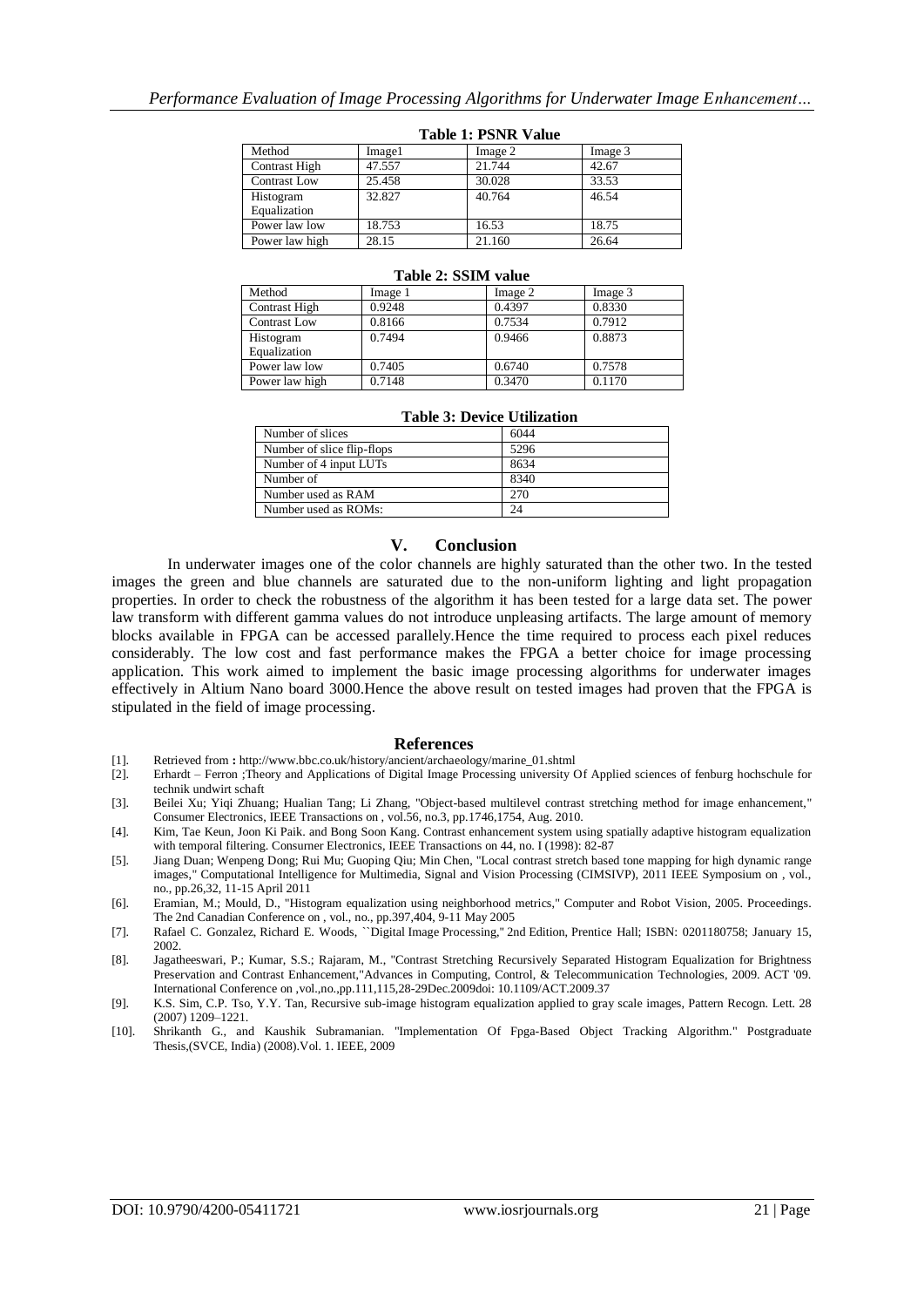**Table 1: PSNR Value**

| Method | Image1 | Image 2 | Image 3 |
|---|---|---|---|
| Contrast High | 47.557 | 21.744 | 42.67 |
| Contrast Low | 25.458 | 30.028 | 33.53 |
| Histogram Equalization | 32.827 | 40.764 | 46.54 |
| Power law low | 18.753 | 16.53 | 18.75 |
| Power law high | 28.15 | 21.160 | 26.64 |

**Table 2: SSIM value**

| Method | Image 1 | Image 2 | Image 3 |
|---|---|---|---|
| Contrast High | 0.9248 | 0.4397 | 0.8330 |
| Contrast Low | 0.8166 | 0.7534 | 0.7912 |
| Histogram Equalization | 0.7494 | 0.9466 | 0.8873 |
| Power law low | 0.7405 | 0.6740 | 0.7578 |
| Power law high | 0.7148 | 0.3470 | 0.1170 |

**Table 3: Device Utilization**

| | |
|---|---|
| Number of slices | 6044 |
| Number of slice flip-flops | 5296 |
| Number of 4 input LUTs | 8634 |
| Number of | 8340 |
| Number used as RAM | 270 |
| Number used as ROMs: | 24 |

## V. Conclusion

In underwater images one of the color channels are highly saturated than the other two. In the tested images the green and blue channels are saturated due to the non-uniform lighting and light propagation properties. In order to check the robustness of the algorithm it has been tested for a large data set. The power law transform with different gamma values do not introduce unpleasing artifacts. The large amount of memory blocks available in FPGA can be accessed parallely.Hence the time required to process each pixel reduces considerably. The low cost and fast performance makes the FPGA a better choice for image processing application. This work aimed to implement the basic image processing algorithms for underwater images effectively in Altium Nano board 3000.Hence the above result on tested images had proven that the FPGA is stipulated in the field of image processing.

## References

[1]. Retrieved from **:** http://www.bbc.co.uk/history/ancient/archaeology/marine_01.shtml

[2]. Erhardt – Ferron ;Theory and Applications of Digital Image Processing university Of Applied sciences of fenburg hochschule for technik undwirt schaft

[3]. Beilei Xu; Yiqi Zhuang; Hualian Tang; Li Zhang, "Object-based multilevel contrast stretching method for image enhancement," Consumer Electronics, IEEE Transactions on , vol.56, no.3, pp.1746,1754, Aug. 2010.

[4]. Kim, Tae Keun, Joon Ki Paik. and Bong Soon Kang. Contrast enhancement system using spatially adaptive histogram equalization with temporal filtering. Consumer Electronics, IEEE Transactions on 44, no. I (1998): 82-87

[5]. Jiang Duan; Wenpeng Dong; Rui Mu; Guoping Qiu; Min Chen, "Local contrast stretch based tone mapping for high dynamic range images," Computational Intelligence for Multimedia, Signal and Vision Processing (CIMSIVP), 2011 IEEE Symposium on , vol., no., pp.26,32, 11-15 April 2011

[6]. Eramian, M.; Mould, D., "Histogram equalization using neighborhood metrics," Computer and Robot Vision, 2005. Proceedings. The 2nd Canadian Conference on , vol., no., pp.397,404, 9-11 May 2005

[7]. Rafael C. Gonzalez, Richard E. Woods, ``Digital Image Processing," 2nd Edition, Prentice Hall; ISBN: 0201180758; January 15, 2002.

[8]. Jagatheeswari, P.; Kumar, S.S.; Rajaram, M., "Contrast Stretching Recursively Separated Histogram Equalization for Brightness Preservation and Contrast Enhancement,"Advances in Computing, Control, & Telecommunication Technologies, 2009. ACT '09. International Conference on ,vol.,no.,pp.111,115,28-29Dec.2009doi: 10.1109/ACT.2009.37

[9]. K.S. Sim, C.P. Tso, Y.Y. Tan, Recursive sub-image histogram equalization applied to gray scale images, Pattern Recogn. Lett. 28 (2007) 1209–1221.

[10]. Shrikanth G., and Kaushik Subramanian. "Implementation Of Fpga-Based Object Tracking Algorithm." Postgraduate Thesis,(SVCE, India) (2008).Vol. 1. IEEE, 2009